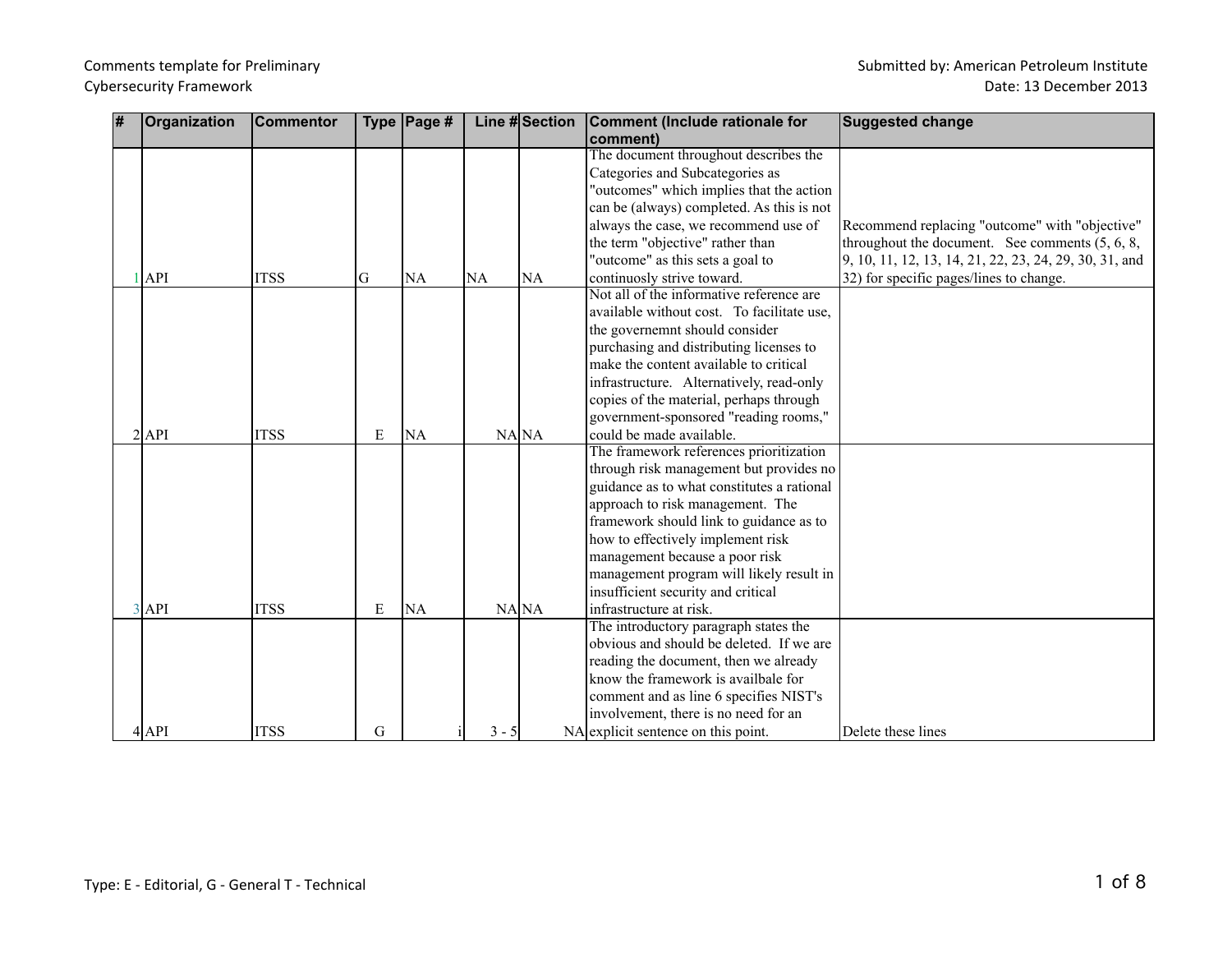Comments template for Preliminary Cybersecurity Framework

Submitted by: American Petroleum Institute

Date: 13 December 2013

| # | Organization | Commentor | Type | Page # | Line # | Section | Comment (Include rationale for comment) | Suggested change |
|---|---|---|---|---|---|---|---|---|
| 1 | API | ITSS | G | NA | NA | NA | The document throughout describes the Categories and Subcategories as "outcomes" which implies that the action can be (always) completed. As this is not always the case, we recommend use of the term "objective" rather than "outcome" as this sets a goal to continuosly strive toward. | Recommend replacing "outcome" with "objective" throughout the document. See comments (5, 6, 8, 9, 10, 11, 12, 13, 14, 21, 22, 23, 24, 29, 30, 31, and 32) for specific pages/lines to change. |
| 2 | API | ITSS | E | NA | NA | NA | Not all of the informative reference are available without cost. To facilitate use, the governemnt should consider purchasing and distributing licenses to make the content available to critical infrastructure. Alternatively, read-only copies of the material, perhaps through government-sponsored "reading rooms," could be made available. | |
| 3 | API | ITSS | E | NA | NA | NA | The framework references prioritization through risk management but provides no guidance as to what constitutes a rational approach to risk management. The framework should link to guidance as to how to effectively implement risk management because a poor risk management program will likely result in insufficient security and critical infrastructure at risk. | |
| 4 | API | ITSS | G | i | 3 - 5 | NA | The introductory paragraph states the obvious and should be deleted. If we are reading the document, then we already know the framework is availbale for comment and as line 6 specifies NIST's involvement, there is no need for an explicit sentence on this point. | Delete these lines |

Type: E - Editorial, G - General T - Technical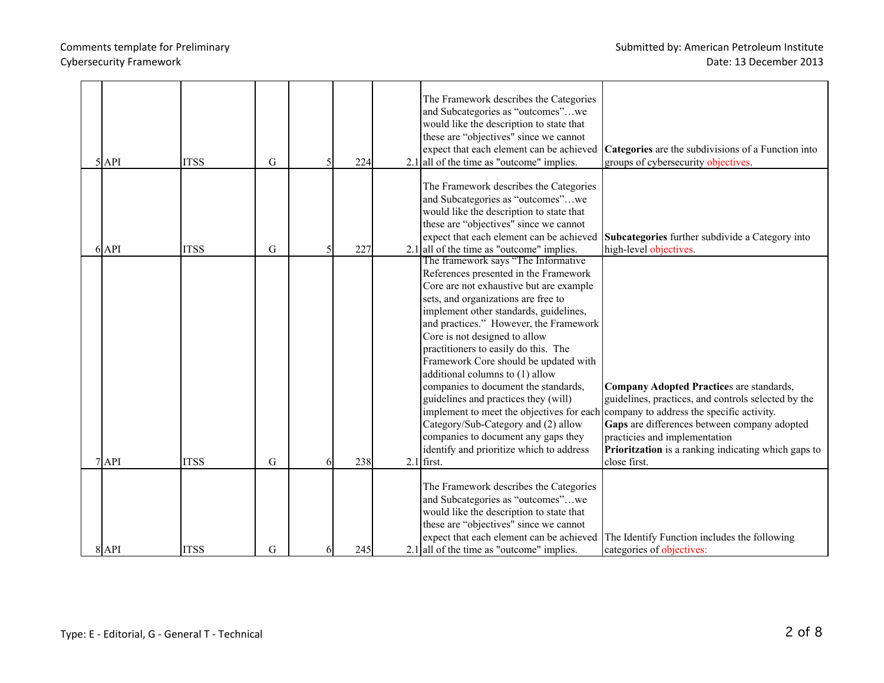| 5 | API | ITSS | G | 5 | 224 | 2.1 | The Framework describes the Categories and Subcategories as "outcomes"…we would like the description to state that these are "objectives" since we cannot expect that each element can be achieved all of the time as "outcome" implies. | **Categories** are the subdivisions of a Function into groups of cybersecurity objectives. |
|---|---|---|---|---|---|---|---|---|
| 6 | API | ITSS | G | 5 | 227 | 2.1 | The Framework describes the Categories and Subcategories as "outcomes"…we would like the description to state that these are "objectives" since we cannot expect that each element can be achieved all of the time as "outcome" implies. | **Subcategories** further subdivide a Category into high-level objectives. |
| 7 | API | ITSS | G | 6 | 238 | 2.1 | The framework says "The Informative References presented in the Framework Core are not exhaustive but are example sets, and organizations are free to implement other standards, guidelines, and practices." However, the Framework Core is not designed to allow practitioners to easily do this. The Framework Core should be updated with additional columns to (1) allow companies to document the standards, guidelines and practices they (will) implement to meet the objectives for each Category/Sub-Category and (2) allow companies to document any gaps they identify and prioritize which to address first. | **Company Adopted Practice**s are standards, guidelines, practices, and controls selected by the company to address the specific activity.<br>**Gaps** are differences between company adopted practicies and implementation<br>**Prioritzation** is a ranking indicating which gaps to close first. |
| 8 | API | ITSS | G | 6 | 245 | 2.1 | The Framework describes the Categories and Subcategories as "outcomes"…we would like the description to state that these are "objectives" since we cannot expect that each element can be achieved all of the time as "outcome" implies. | The Identify Function includes the following categories of objectives: |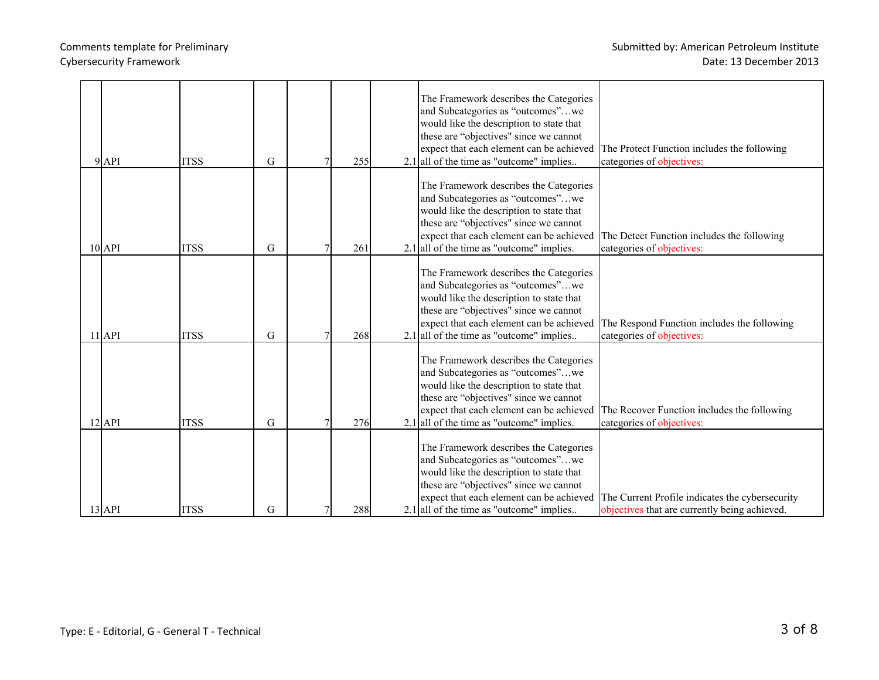| | | | | | | | | |
|---|---|---|---|---|---|---|---|---|
| 9 | API | ITSS | G | 7 | 255 | 2.1 | The Framework describes the Categories and Subcategories as “outcomes”…we would like the description to state that these are “objectives" since we cannot expect that each element can be achieved all of the time as "outcome" implies.. | The Protect Function includes the following categories of objectives: |
| 10 | API | ITSS | G | 7 | 261 | 2.1 | The Framework describes the Categories and Subcategories as “outcomes”…we would like the description to state that these are “objectives" since we cannot expect that each element can be achieved all of the time as "outcome" implies. | The Detect Function includes the following categories of objectives: |
| 11 | API | ITSS | G | 7 | 268 | 2.1 | The Framework describes the Categories and Subcategories as “outcomes”…we would like the description to state that these are “objectives" since we cannot expect that each element can be achieved all of the time as "outcome" implies.. | The Respond Function includes the following categories of objectives: |
| 12 | API | ITSS | G | 7 | 276 | 2.1 | The Framework describes the Categories and Subcategories as “outcomes”…we would like the description to state that these are “objectives" since we cannot expect that each element can be achieved all of the time as "outcome" implies. | The Recover Function includes the following categories of objectives: |
| 13 | API | ITSS | G | 7 | 288 | 2.1 | The Framework describes the Categories and Subcategories as “outcomes”…we would like the description to state that these are “objectives" since we cannot expect that each element can be achieved all of the time as "outcome" implies.. | The Current Profile indicates the cybersecurity objectives that are currently being achieved. |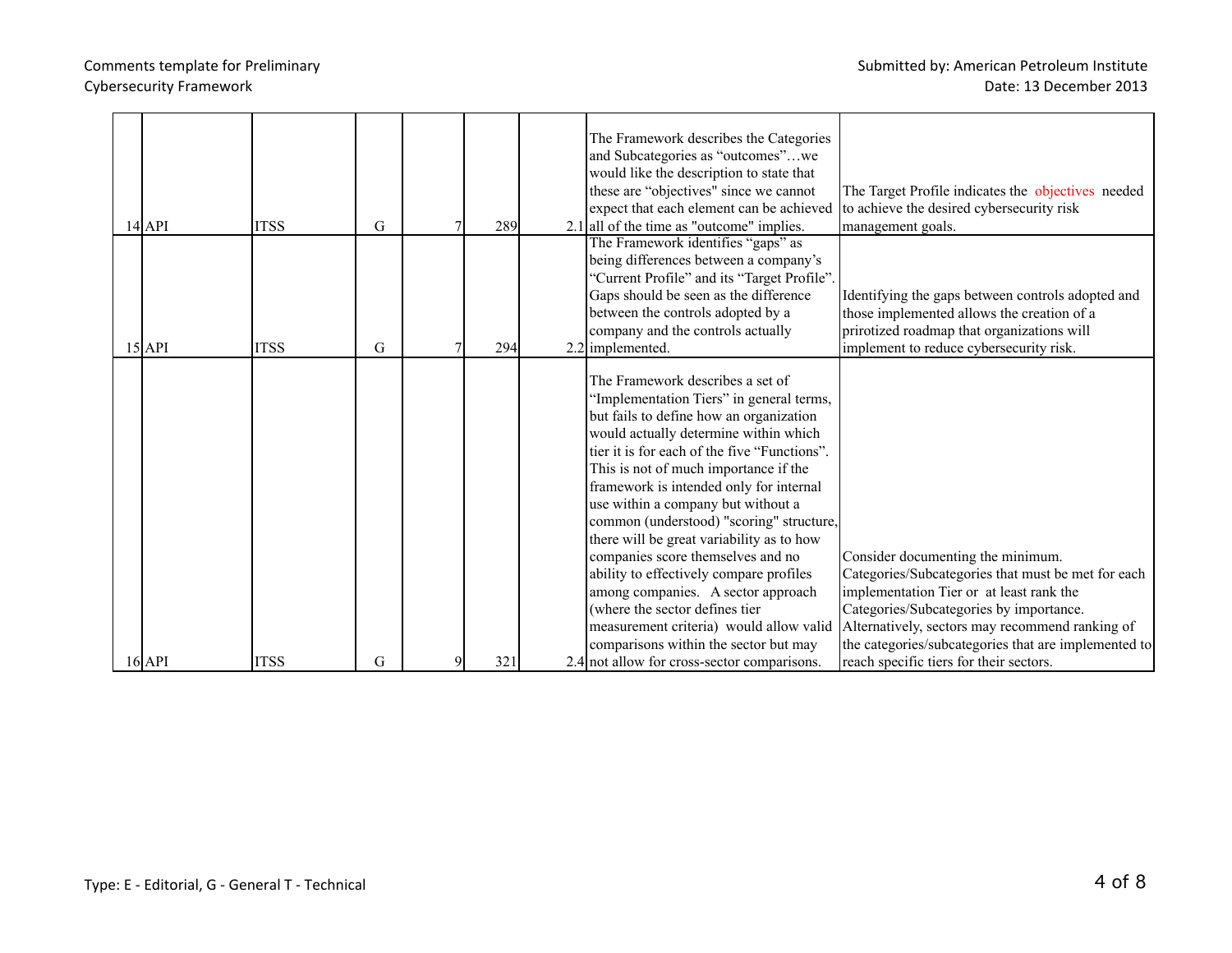| | | | | | | | | |
|---|---|---|---|---|---|---|---|---|
| 14 | API | ITSS | G | | 7 | 289 | 2.1 | The Framework describes the Categories and Subcategories as "outcomes"…we would like the description to state that these are "objectives" since we cannot expect that each element can be achieved all of the time as "outcome" implies. | The Target Profile indicates the objectives needed to achieve the desired cybersecurity risk management goals. |
| 15 | API | ITSS | G | | 7 | 294 | 2.2 | The Framework identifies "gaps" as being differences between a company's "Current Profile" and its "Target Profile". Gaps should be seen as the difference between the controls adopted by a company and the controls actually implemented. | Identifying the gaps between controls adopted and those implemented allows the creation of a prirotized roadmap that organizations will implement to reduce cybersecurity risk. |
| 16 | API | ITSS | G | | 9 | 321 | 2.4 | The Framework describes a set of "Implementation Tiers" in general terms, but fails to define how an organization would actually determine within which tier it is for each of the five "Functions". This is not of much importance if the framework is intended only for internal use within a company but without a common (understood) "scoring" structure, there will be great variability as to how companies score themselves and no ability to effectively compare profiles among companies. A sector approach (where the sector defines tier measurement criteria) would allow valid comparisons within the sector but may not allow for cross-sector comparisons. | Consider documenting the minimum. Categories/Subcategories that must be met for each implementation Tier or at least rank the Categories/Subcategories by importance. Alternatively, sectors may recommend ranking of the categories/subcategories that are implemented to reach specific tiers for their sectors. |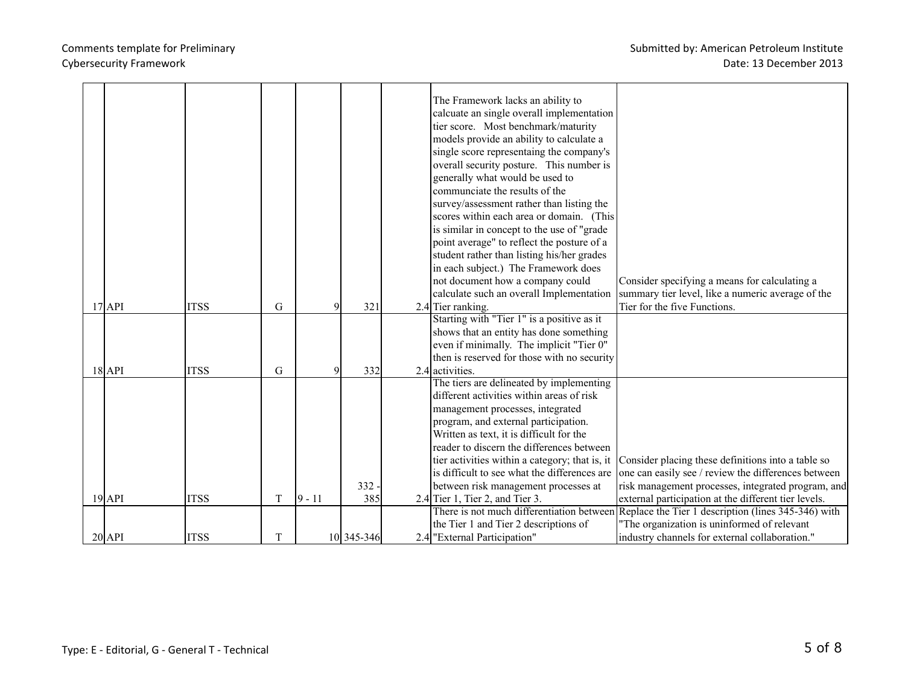| 17 | API | ITSS | G | 9 | 321 | | 2.4 | The Framework lacks an ability to calcuate an single overall implementation tier score. Most benchmark/maturity models provide an ability to calculate a single score representaing the company's overall security posture. This number is generally what would be used to communciate the results of the survey/assessment rather than listing the scores within each area or domain. (This is similar in concept to the use of "grade point average" to reflect the posture of a student rather than listing his/her grades in each subject.) The Framework does not document how a company could calculate such an overall Implementation Tier ranking. | Consider specifying a means for calculating a summary tier level, like a numeric average of the Tier for the five Functions. |
|---|---|---|---|---|---|---|---|---|---|
| 18 | API | ITSS | G | 9 | 332 | | 2.4 | Starting with "Tier 1" is a positive as it shows that an entity has done something even if minimally. The implicit "Tier 0" then is reserved for those with no security activities. | |
| 19 | API | ITSS | T | 9 - 11 | 332 - 385 | | 2.4 | The tiers are delineated by implementing different activities within areas of risk management processes, integrated program, and external participation. Written as text, it is difficult for the reader to discern the differences between tier activities within a category; that is, it is difficult to see what the differences are between risk management processes at Tier 1, Tier 2, and Tier 3. | Consider placing these definitions into a table so one can easily see / review the differences between risk management processes, integrated program, and external participation at the different tier levels. |
| 20 | API | ITSS | T | 10 | 345-346 | | 2.4 | There is not much differentiation between the Tier 1 and Tier 2 descriptions of "External Participation" | Replace the Tier 1 description (lines 345-346) with "The organization is uninformed of relevant industry channels for external collaboration." |

Type: E - Editorial, G - General T - Technical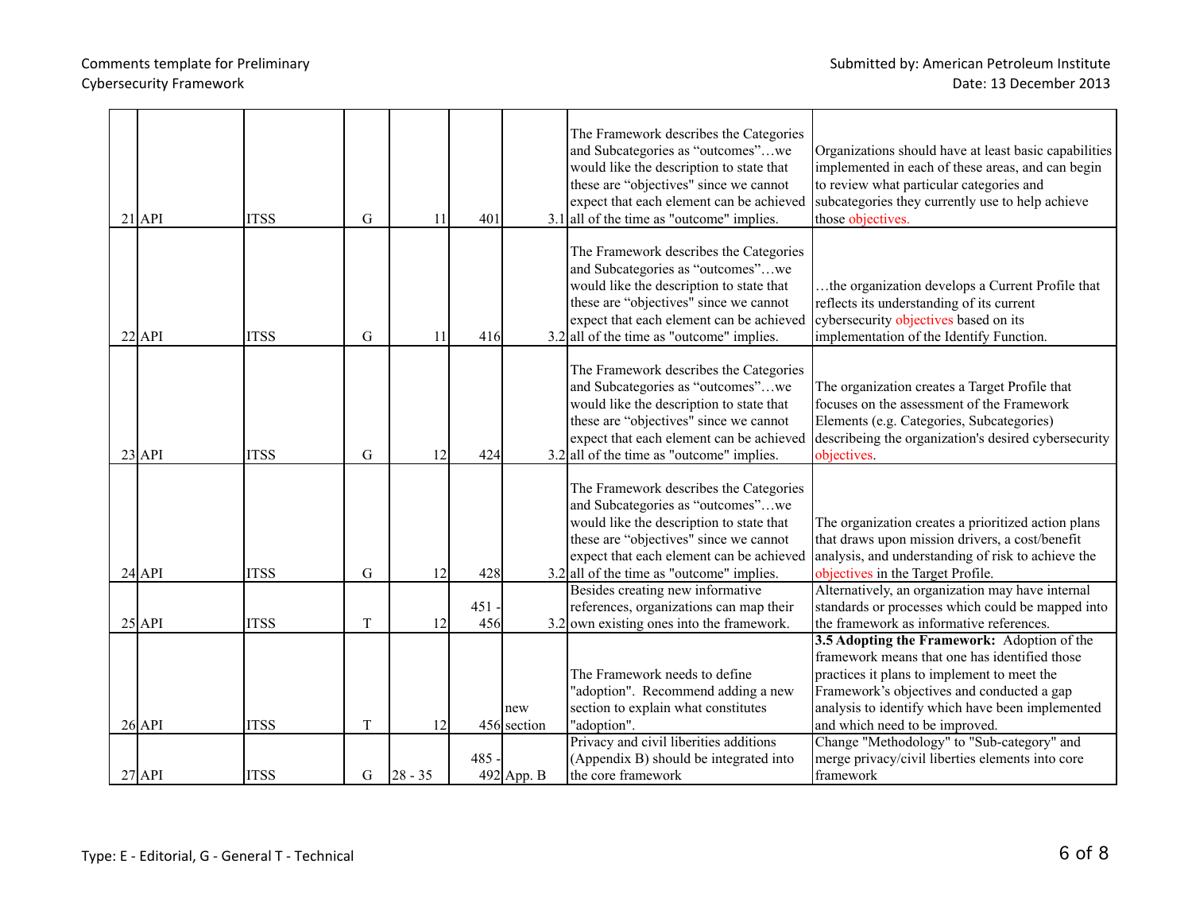| 21 | API | ITSS | G | 11 | 401 | 3.1 | The Framework describes the Categories and Subcategories as "outcomes"…we would like the description to state that these are "objectives" since we cannot expect that each element can be achieved all of the time as "outcome" implies. | Organizations should have at least basic capabilities implemented in each of these areas, and can begin to review what particular categories and subcategories they currently use to help achieve those objectives. |
|---|---|---|---|---|---|---|---|---|
| 22 | API | ITSS | G | 11 | 416 | 3.2 | The Framework describes the Categories and Subcategories as "outcomes"…we would like the description to state that these are "objectives" since we cannot expect that each element can be achieved all of the time as "outcome" implies. | …the organization develops a Current Profile that reflects its understanding of its current cybersecurity objectives based on its implementation of the Identify Function. |
| 23 | API | ITSS | G | 12 | 424 | 3.2 | The Framework describes the Categories and Subcategories as "outcomes"…we would like the description to state that these are "objectives" since we cannot expect that each element can be achieved all of the time as "outcome" implies. | The organization creates a Target Profile that focuses on the assessment of the Framework Elements (e.g. Categories, Subcategories) describeing the organization's desired cybersecurity objectives. |
| 24 | API | ITSS | G | 12 | 428 | 3.2 | The Framework describes the Categories and Subcategories as "outcomes"…we would like the description to state that these are "objectives" since we cannot expect that each element can be achieved all of the time as "outcome" implies. | The organization creates a prioritized action plans that draws upon mission drivers, a cost/benefit analysis, and understanding of risk to achieve the objectives in the Target Profile. |
| 25 | API | ITSS | T | 12 | 451 - 456 | 3.2 | Besides creating new informative references, organizations can map their own existing ones into the framework. | Alternatively, an organization may have internal standards or processes which could be mapped into the framework as informative references. |
| 26 | API | ITSS | T | 12 | 456 | new section | The Framework needs to define "adoption". Recommend adding a new section to explain what constitutes "adoption". | **3.5 Adopting the Framework:** Adoption of the framework means that one has identified those practices it plans to implement to meet the Framework's objectives and conducted a gap analysis to identify which have been implemented and which need to be improved. |
| 27 | API | ITSS | G | 28 - 35 | 485 - 492 | App. B | Privacy and civil liberties additions (Appendix B) should be integrated into the core framework | Change "Methodology" to "Sub-category" and merge privacy/civil liberties elements into core framework |

Type: E - Editorial, G - General T - Technical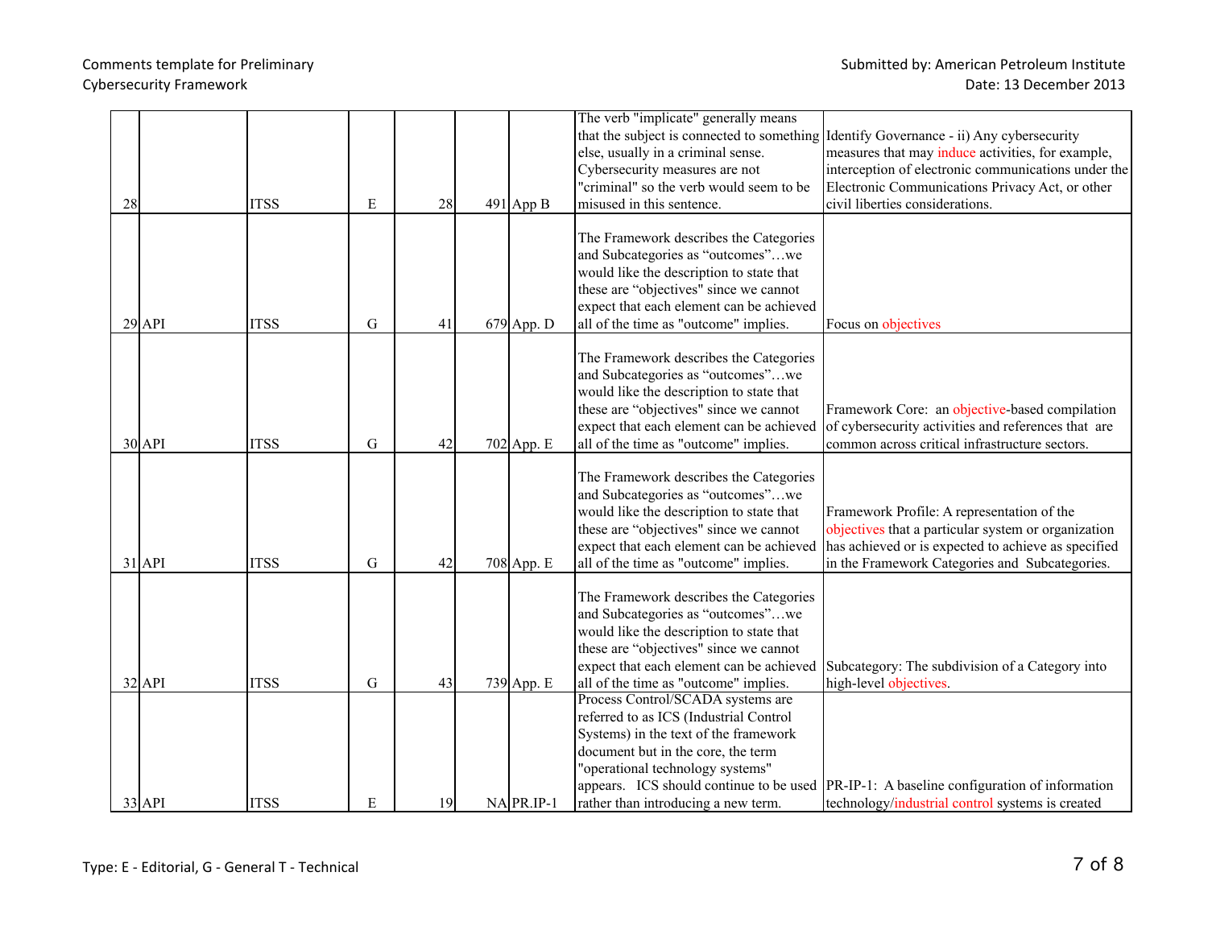| | | | | | | | | |
|---|---|---|---|---|---|---|---|---|
| 28 | | ITSS | E | 28 | 491 | App B | The verb "implicate" generally means that the subject is connected to something else, usually in a criminal sense. Cybersecurity measures are not "criminal" so the verb would seem to be misused in this sentence. | Identify Governance - ii) Any cybersecurity measures that may induce activities, for example, interception of electronic communications under the Electronic Communications Privacy Act, or other civil liberties considerations. |
| 29 | API | ITSS | G | 41 | 679 | App. D | The Framework describes the Categories and Subcategories as "outcomes"…we would like the description to state that these are "objectives" since we cannot expect that each element can be achieved all of the time as "outcome" implies. | Focus on objectives |
| 30 | API | ITSS | G | 42 | 702 | App. E | The Framework describes the Categories and Subcategories as "outcomes"…we would like the description to state that these are "objectives" since we cannot expect that each element can be achieved all of the time as "outcome" implies. | Framework Core: an objective-based compilation of cybersecurity activities and references that are common across critical infrastructure sectors. |
| 31 | API | ITSS | G | 42 | 708 | App. E | The Framework describes the Categories and Subcategories as "outcomes"…we would like the description to state that these are "objectives" since we cannot expect that each element can be achieved all of the time as "outcome" implies. | Framework Profile: A representation of the objectives that a particular system or organization has achieved or is expected to achieve as specified in the Framework Categories and Subcategories. |
| 32 | API | ITSS | G | 43 | 739 | App. E | The Framework describes the Categories and Subcategories as "outcomes"…we would like the description to state that these are "objectives" since we cannot expect that each element can be achieved all of the time as "outcome" implies. | Subcategory: The subdivision of a Category into high-level objectives. |
| 33 | API | ITSS | E | 19 | NA | PR.IP-1 | Process Control/SCADA systems are referred to as ICS (Industrial Control Systems) in the text of the framework document but in the core, the term "operational technology systems" appears. ICS should continue to be used rather than introducing a new term. | PR-IP-1: A baseline configuration of information technology/industrial control systems is created |

Type: E - Editorial, G - General T - Technical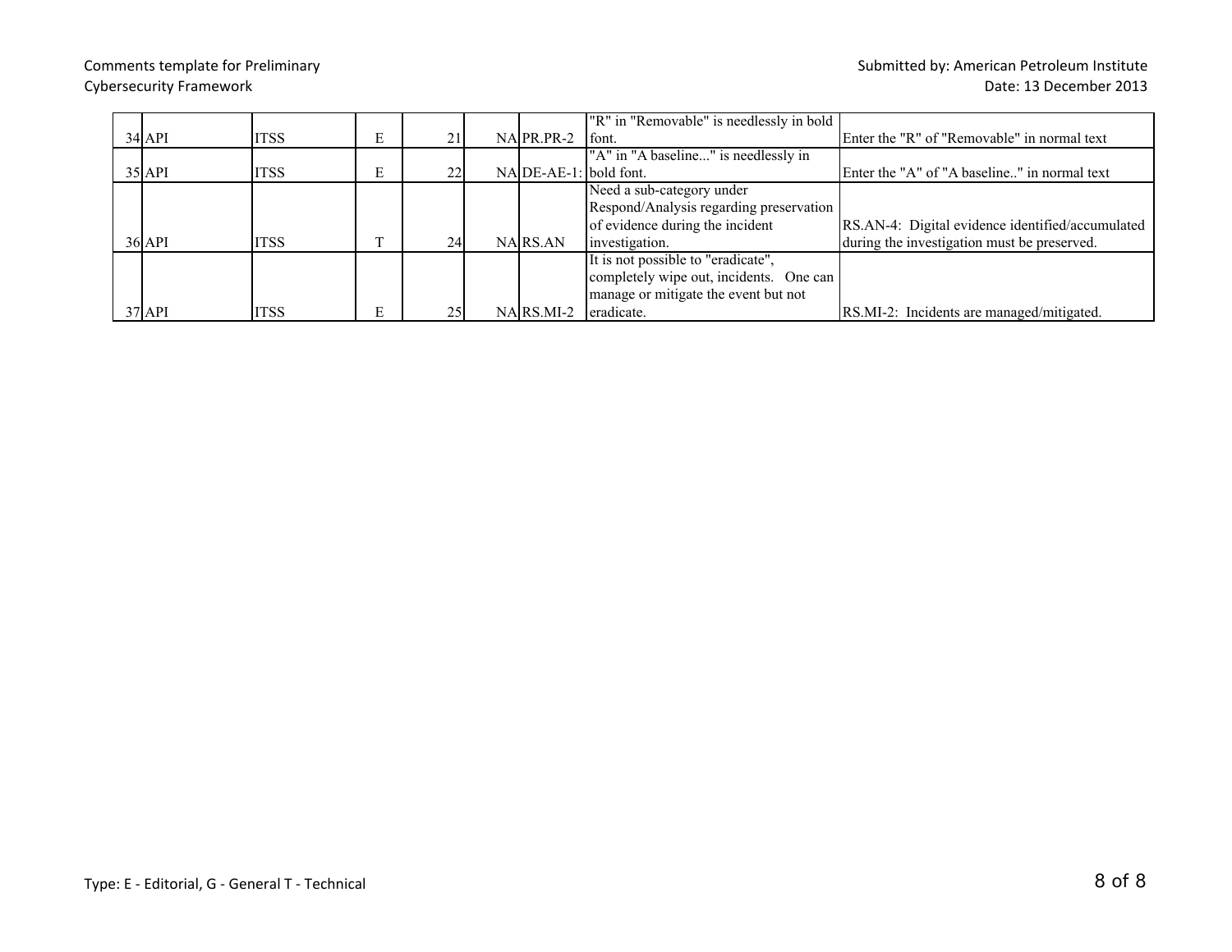| | | | | | | | | |
|---|---|---|---|---|---|---|---|---|
| 34 | API | ITSS | E | 21 | NA | PR.PR-2 | "R" in "Removable" is needlessly in bold font. | Enter the "R" of "Removable" in normal text |
| 35 | API | ITSS | E | 22 | NA | DE-AE-1: | "A" in "A baseline..." is needlessly in bold font. | Enter the "A" of "A baseline.." in normal text |
| 36 | API | ITSS | T | 24 | NA | RS.AN | Need a sub-category under Respond/Analysis regarding preservation of evidence during the incident investigation. | RS.AN-4: Digital evidence identified/accumulated during the investigation must be preserved. |
| 37 | API | ITSS | E | 25 | NA | RS.MI-2 | It is not possible to "eradicate", completely wipe out, incidents. One can manage or mitigate the event but not eradicate. | RS.MI-2: Incidents are managed/mitigated. |

Type: E - Editorial, G - General T - Technical